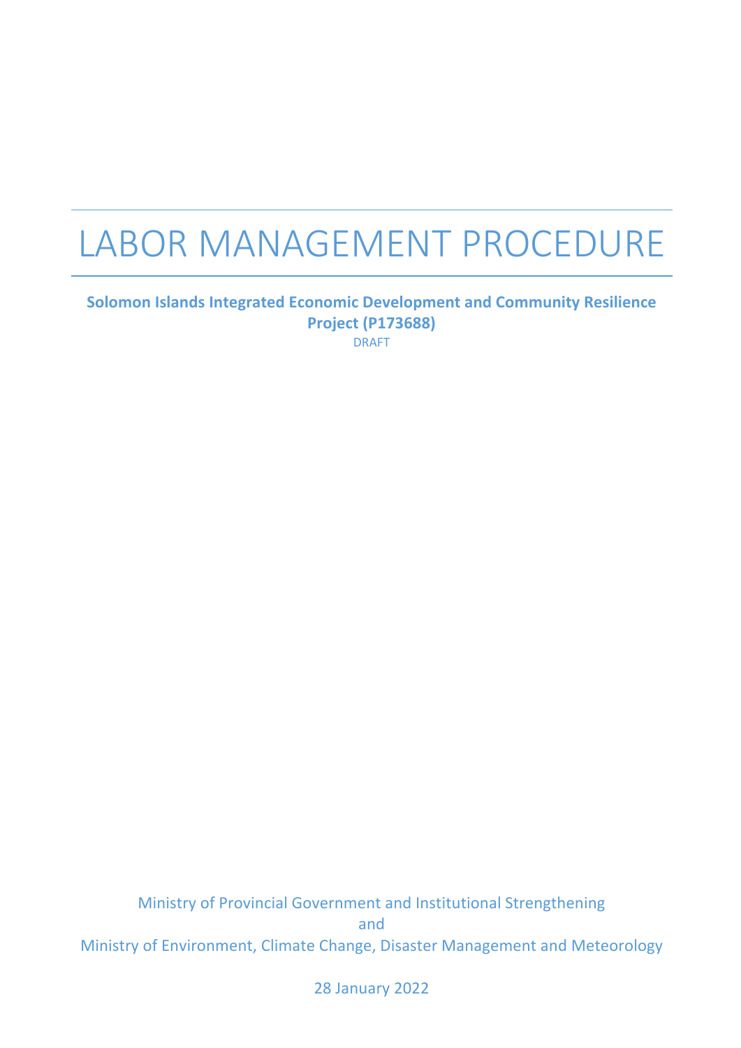# LABOR MANAGEMENT PROCEDURE

**Solomon Islands Integrated Economic Development and Community Resilience Project (P173688)**

DRAFT

Ministry of Provincial Government and Institutional Strengthening

and

Ministry of Environment, Climate Change, Disaster Management and Meteorology

28 January 2022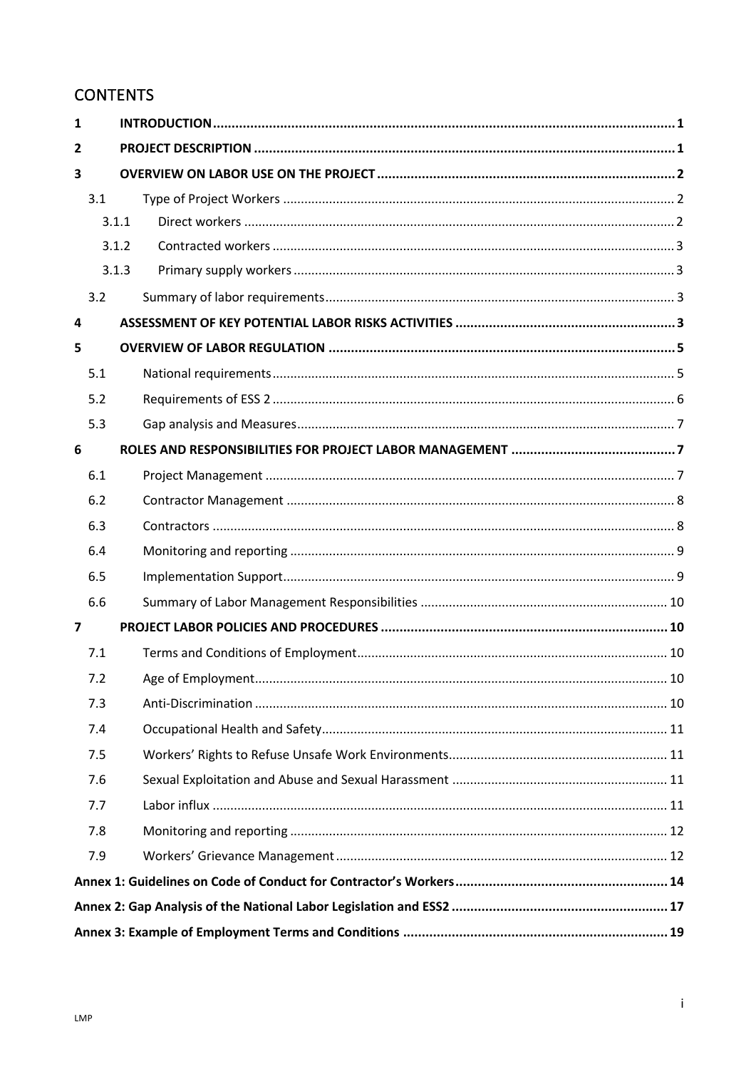# CONTENTS

| | | |
|---|---|---|
| **1** | **INTRODUCTION** | **1** |
| **2** | **PROJECT DESCRIPTION** | **1** |
| **3** | **OVERVIEW ON LABOR USE ON THE PROJECT** | **2** |
| 3.1 | Type of Project Workers | 2 |
| 3.1.1 | Direct workers | 2 |
| 3.1.2 | Contracted workers | 3 |
| 3.1.3 | Primary supply workers | 3 |
| 3.2 | Summary of labor requirements | 3 |
| **4** | **ASSESSMENT OF KEY POTENTIAL LABOR RISKS ACTIVITIES** | **3** |
| **5** | **OVERVIEW OF LABOR REGULATION** | **5** |
| 5.1 | National requirements | 5 |
| 5.2 | Requirements of ESS 2 | 6 |
| 5.3 | Gap analysis and Measures | 7 |
| **6** | **ROLES AND RESPONSIBILITIES FOR PROJECT LABOR MANAGEMENT** | **7** |
| 6.1 | Project Management | 7 |
| 6.2 | Contractor Management | 8 |
| 6.3 | Contractors | 8 |
| 6.4 | Monitoring and reporting | 9 |
| 6.5 | Implementation Support | 9 |
| 6.6 | Summary of Labor Management Responsibilities | 10 |
| **7** | **PROJECT LABOR POLICIES AND PROCEDURES** | **10** |
| 7.1 | Terms and Conditions of Employment | 10 |
| 7.2 | Age of Employment | 10 |
| 7.3 | Anti-Discrimination | 10 |
| 7.4 | Occupational Health and Safety | 11 |
| 7.5 | Workers' Rights to Refuse Unsafe Work Environments | 11 |
| 7.6 | Sexual Exploitation and Abuse and Sexual Harassment | 11 |
| 7.7 | Labor influx | 11 |
| 7.8 | Monitoring and reporting | 12 |
| 7.9 | Workers' Grievance Management | 12 |
| | **Annex 1: Guidelines on Code of Conduct for Contractor's Workers** | **14** |
| | **Annex 2: Gap Analysis of the National Labor Legislation and ESS2** | **17** |
| | **Annex 3: Example of Employment Terms and Conditions** | **19** |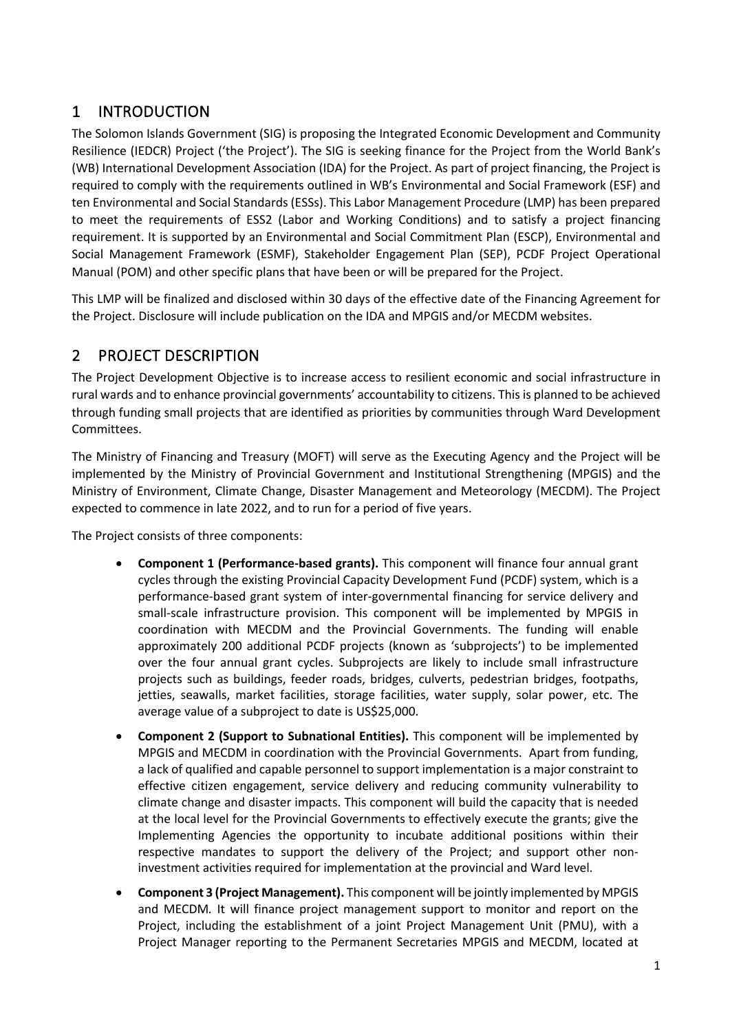# 1 INTRODUCTION

The Solomon Islands Government (SIG) is proposing the Integrated Economic Development and Community Resilience (IEDCR) Project ('the Project'). The SIG is seeking finance for the Project from the World Bank's (WB) International Development Association (IDA) for the Project. As part of project financing, the Project is required to comply with the requirements outlined in WB's Environmental and Social Framework (ESF) and ten Environmental and Social Standards (ESSs). This Labor Management Procedure (LMP) has been prepared to meet the requirements of ESS2 (Labor and Working Conditions) and to satisfy a project financing requirement. It is supported by an Environmental and Social Commitment Plan (ESCP), Environmental and Social Management Framework (ESMF), Stakeholder Engagement Plan (SEP), PCDF Project Operational Manual (POM) and other specific plans that have been or will be prepared for the Project.

This LMP will be finalized and disclosed within 30 days of the effective date of the Financing Agreement for the Project. Disclosure will include publication on the IDA and MPGIS and/or MECDM websites.

# 2 PROJECT DESCRIPTION

The Project Development Objective is to increase access to resilient economic and social infrastructure in rural wards and to enhance provincial governments' accountability to citizens. This is planned to be achieved through funding small projects that are identified as priorities by communities through Ward Development Committees.

The Ministry of Financing and Treasury (MOFT) will serve as the Executing Agency and the Project will be implemented by the Ministry of Provincial Government and Institutional Strengthening (MPGIS) and the Ministry of Environment, Climate Change, Disaster Management and Meteorology (MECDM). The Project expected to commence in late 2022, and to run for a period of five years.

The Project consists of three components:

- **Component 1 (Performance-based grants).** This component will finance four annual grant cycles through the existing Provincial Capacity Development Fund (PCDF) system, which is a performance-based grant system of inter-governmental financing for service delivery and small-scale infrastructure provision. This component will be implemented by MPGIS in coordination with MECDM and the Provincial Governments. The funding will enable approximately 200 additional PCDF projects (known as 'subprojects') to be implemented over the four annual grant cycles. Subprojects are likely to include small infrastructure projects such as buildings, feeder roads, bridges, culverts, pedestrian bridges, footpaths, jetties, seawalls, market facilities, storage facilities, water supply, solar power, etc. The average value of a subproject to date is US$25,000.
- **Component 2 (Support to Subnational Entities).** This component will be implemented by MPGIS and MECDM in coordination with the Provincial Governments. Apart from funding, a lack of qualified and capable personnel to support implementation is a major constraint to effective citizen engagement, service delivery and reducing community vulnerability to climate change and disaster impacts. This component will build the capacity that is needed at the local level for the Provincial Governments to effectively execute the grants; give the Implementing Agencies the opportunity to incubate additional positions within their respective mandates to support the delivery of the Project; and support other non-investment activities required for implementation at the provincial and Ward level.
- **Component 3 (Project Management).** This component will be jointly implemented by MPGIS and MECDM. It will finance project management support to monitor and report on the Project, including the establishment of a joint Project Management Unit (PMU), with a Project Manager reporting to the Permanent Secretaries MPGIS and MECDM, located at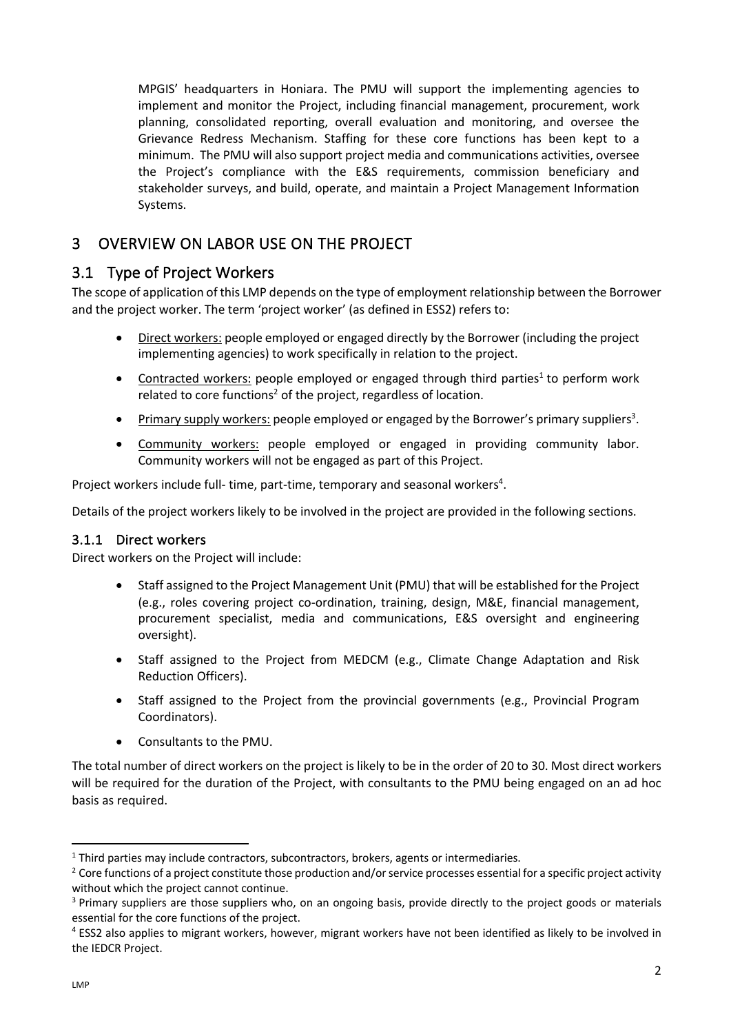MPGIS' headquarters in Honiara. The PMU will support the implementing agencies to implement and monitor the Project, including financial management, procurement, work planning, consolidated reporting, overall evaluation and monitoring, and oversee the Grievance Redress Mechanism. Staffing for these core functions has been kept to a minimum. The PMU will also support project media and communications activities, oversee the Project's compliance with the E&S requirements, commission beneficiary and stakeholder surveys, and build, operate, and maintain a Project Management Information Systems.

# 3 OVERVIEW ON LABOR USE ON THE PROJECT

## 3.1 Type of Project Workers

The scope of application of this LMP depends on the type of employment relationship between the Borrower and the project worker. The term 'project worker' (as defined in ESS2) refers to:

- Direct workers: people employed or engaged directly by the Borrower (including the project implementing agencies) to work specifically in relation to the project.
- Contracted workers: people employed or engaged through third parties[1] to perform work related to core functions[2] of the project, regardless of location.
- Primary supply workers: people employed or engaged by the Borrower's primary suppliers[3].
- Community workers: people employed or engaged in providing community labor. Community workers will not be engaged as part of this Project.

Project workers include full- time, part-time, temporary and seasonal workers[4].

Details of the project workers likely to be involved in the project are provided in the following sections.

### 3.1.1 Direct workers

Direct workers on the Project will include:

- Staff assigned to the Project Management Unit (PMU) that will be established for the Project (e.g., roles covering project co-ordination, training, design, M&E, financial management, procurement specialist, media and communications, E&S oversight and engineering oversight).
- Staff assigned to the Project from MEDCM (e.g., Climate Change Adaptation and Risk Reduction Officers).
- Staff assigned to the Project from the provincial governments (e.g., Provincial Program Coordinators).
- Consultants to the PMU.

The total number of direct workers on the project is likely to be in the order of 20 to 30. Most direct workers will be required for the duration of the Project, with consultants to the PMU being engaged on an ad hoc basis as required.

---

[1] Third parties may include contractors, subcontractors, brokers, agents or intermediaries.

[2] Core functions of a project constitute those production and/or service processes essential for a specific project activity without which the project cannot continue.

[3] Primary suppliers are those suppliers who, on an ongoing basis, provide directly to the project goods or materials essential for the core functions of the project.

[4] ESS2 also applies to migrant workers, however, migrant workers have not been identified as likely to be involved in the IEDCR Project.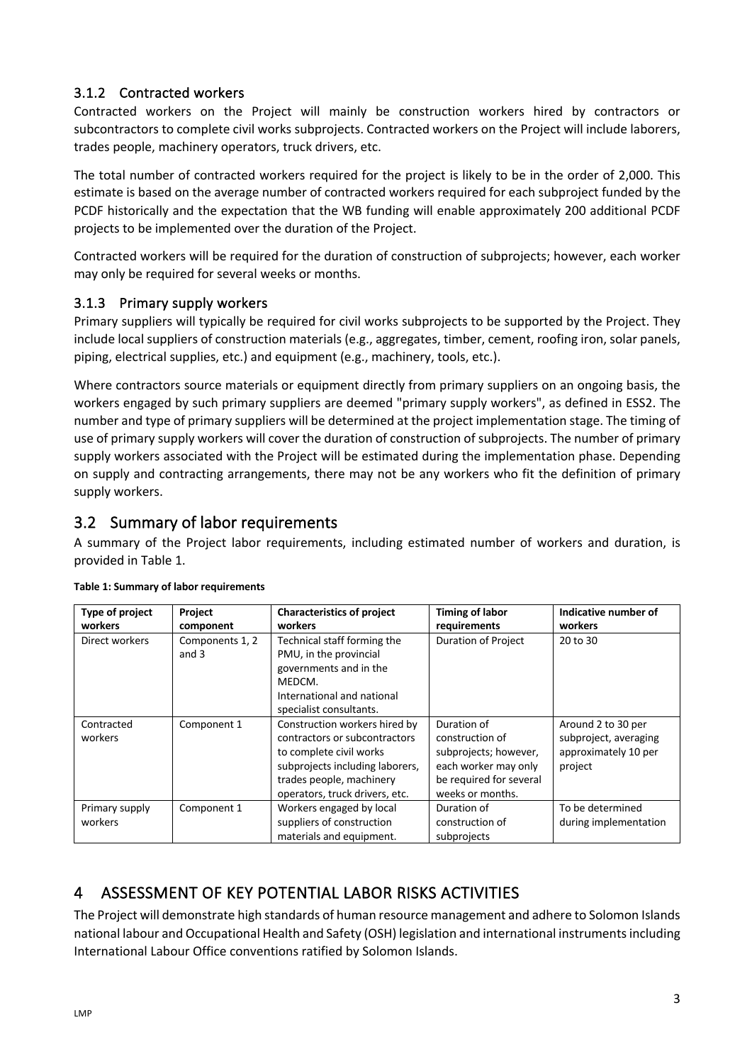### 3.1.2 Contracted workers

Contracted workers on the Project will mainly be construction workers hired by contractors or subcontractors to complete civil works subprojects. Contracted workers on the Project will include laborers, trades people, machinery operators, truck drivers, etc.

The total number of contracted workers required for the project is likely to be in the order of 2,000. This estimate is based on the average number of contracted workers required for each subproject funded by the PCDF historically and the expectation that the WB funding will enable approximately 200 additional PCDF projects to be implemented over the duration of the Project.

Contracted workers will be required for the duration of construction of subprojects; however, each worker may only be required for several weeks or months.

### 3.1.3 Primary supply workers

Primary suppliers will typically be required for civil works subprojects to be supported by the Project. They include local suppliers of construction materials (e.g., aggregates, timber, cement, roofing iron, solar panels, piping, electrical supplies, etc.) and equipment (e.g., machinery, tools, etc.).

Where contractors source materials or equipment directly from primary suppliers on an ongoing basis, the workers engaged by such primary suppliers are deemed "primary supply workers", as defined in ESS2. The number and type of primary suppliers will be determined at the project implementation stage. The timing of use of primary supply workers will cover the duration of construction of subprojects. The number of primary supply workers associated with the Project will be estimated during the implementation phase. Depending on supply and contracting arrangements, there may not be any workers who fit the definition of primary supply workers.

## 3.2 Summary of labor requirements

A summary of the Project labor requirements, including estimated number of workers and duration, is provided in Table 1.

**Table 1: Summary of labor requirements**

| Type of project workers | Project component | Characteristics of project workers | Timing of labor requirements | Indicative number of workers |
|---|---|---|---|---|
| Direct workers | Components 1, 2 and 3 | Technical staff forming the PMU, in the provincial governments and in the MEDCM. International and national specialist consultants. | Duration of Project | 20 to 30 |
| Contracted workers | Component 1 | Construction workers hired by contractors or subcontractors to complete civil works subprojects including laborers, trades people, machinery operators, truck drivers, etc. | Duration of construction of subprojects; however, each worker may only be required for several weeks or months. | Around 2 to 30 per subproject, averaging approximately 10 per project |
| Primary supply workers | Component 1 | Workers engaged by local suppliers of construction materials and equipment. | Duration of construction of subprojects | To be determined during implementation |

# 4 ASSESSMENT OF KEY POTENTIAL LABOR RISKS ACTIVITIES

The Project will demonstrate high standards of human resource management and adhere to Solomon Islands national labour and Occupational Health and Safety (OSH) legislation and international instruments including International Labour Office conventions ratified by Solomon Islands.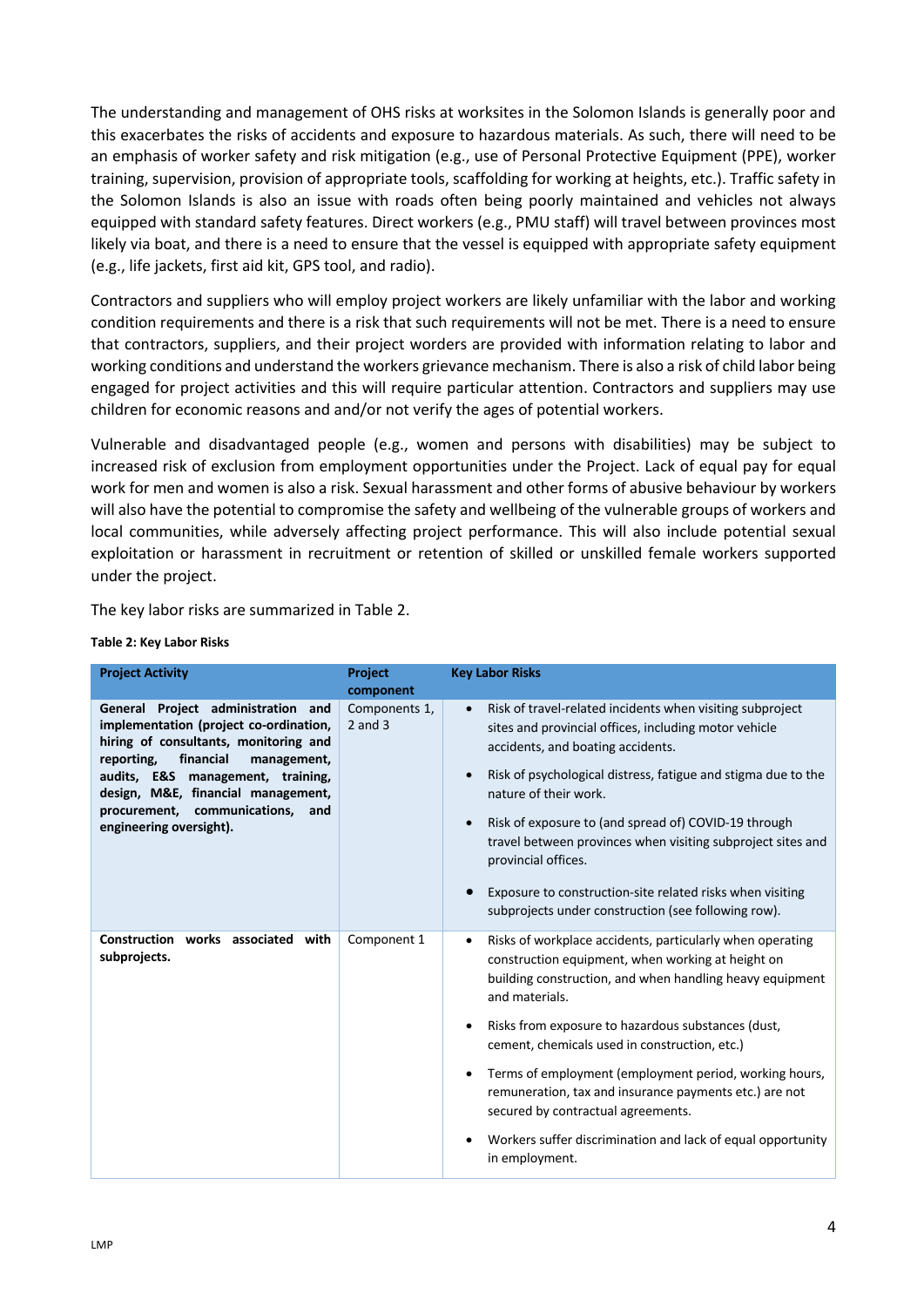The understanding and management of OHS risks at worksites in the Solomon Islands is generally poor and this exacerbates the risks of accidents and exposure to hazardous materials. As such, there will need to be an emphasis of worker safety and risk mitigation (e.g., use of Personal Protective Equipment (PPE), worker training, supervision, provision of appropriate tools, scaffolding for working at heights, etc.). Traffic safety in the Solomon Islands is also an issue with roads often being poorly maintained and vehicles not always equipped with standard safety features. Direct workers (e.g., PMU staff) will travel between provinces most likely via boat, and there is a need to ensure that the vessel is equipped with appropriate safety equipment (e.g., life jackets, first aid kit, GPS tool, and radio).

Contractors and suppliers who will employ project workers are likely unfamiliar with the labor and working condition requirements and there is a risk that such requirements will not be met. There is a need to ensure that contractors, suppliers, and their project worders are provided with information relating to labor and working conditions and understand the workers grievance mechanism. There is also a risk of child labor being engaged for project activities and this will require particular attention. Contractors and suppliers may use children for economic reasons and/or not verify the ages of potential workers.

Vulnerable and disadvantaged people (e.g., women and persons with disabilities) may be subject to increased risk of exclusion from employment opportunities under the Project. Lack of equal pay for equal work for men and women is also a risk. Sexual harassment and other forms of abusive behaviour by workers will also have the potential to compromise the safety and wellbeing of the vulnerable groups of workers and local communities, while adversely affecting project performance. This will also include potential sexual exploitation or harassment in recruitment or retention of skilled or unskilled female workers supported under the project.

The key labor risks are summarized in Table 2.

**Table 2: Key Labor Risks**

| Project Activity | Project component | Key Labor Risks |
|---|---|---|
| **General Project administration and implementation (project co-ordination, hiring of consultants, monitoring and reporting, financial management, audits, E&S management, training, design, M&E, financial management, procurement, communications, and engineering oversight).** | Components 1, 2 and 3 | • Risk of travel-related incidents when visiting subproject sites and provincial offices, including motor vehicle accidents, and boating accidents.<br>• Risk of psychological distress, fatigue and stigma due to the nature of their work.<br>• Risk of exposure to (and spread of) COVID-19 through travel between provinces when visiting subproject sites and provincial offices.<br>• Exposure to construction-site related risks when visiting subprojects under construction (see following row). |
| **Construction works associated with subprojects.** | Component 1 | • Risks of workplace accidents, particularly when operating construction equipment, when working at height on building construction, and when handling heavy equipment and materials.<br>• Risks from exposure to hazardous substances (dust, cement, chemicals used in construction, etc.)<br>• Terms of employment (employment period, working hours, remuneration, tax and insurance payments etc.) are not secured by contractual agreements.<br>• Workers suffer discrimination and lack of equal opportunity in employment. |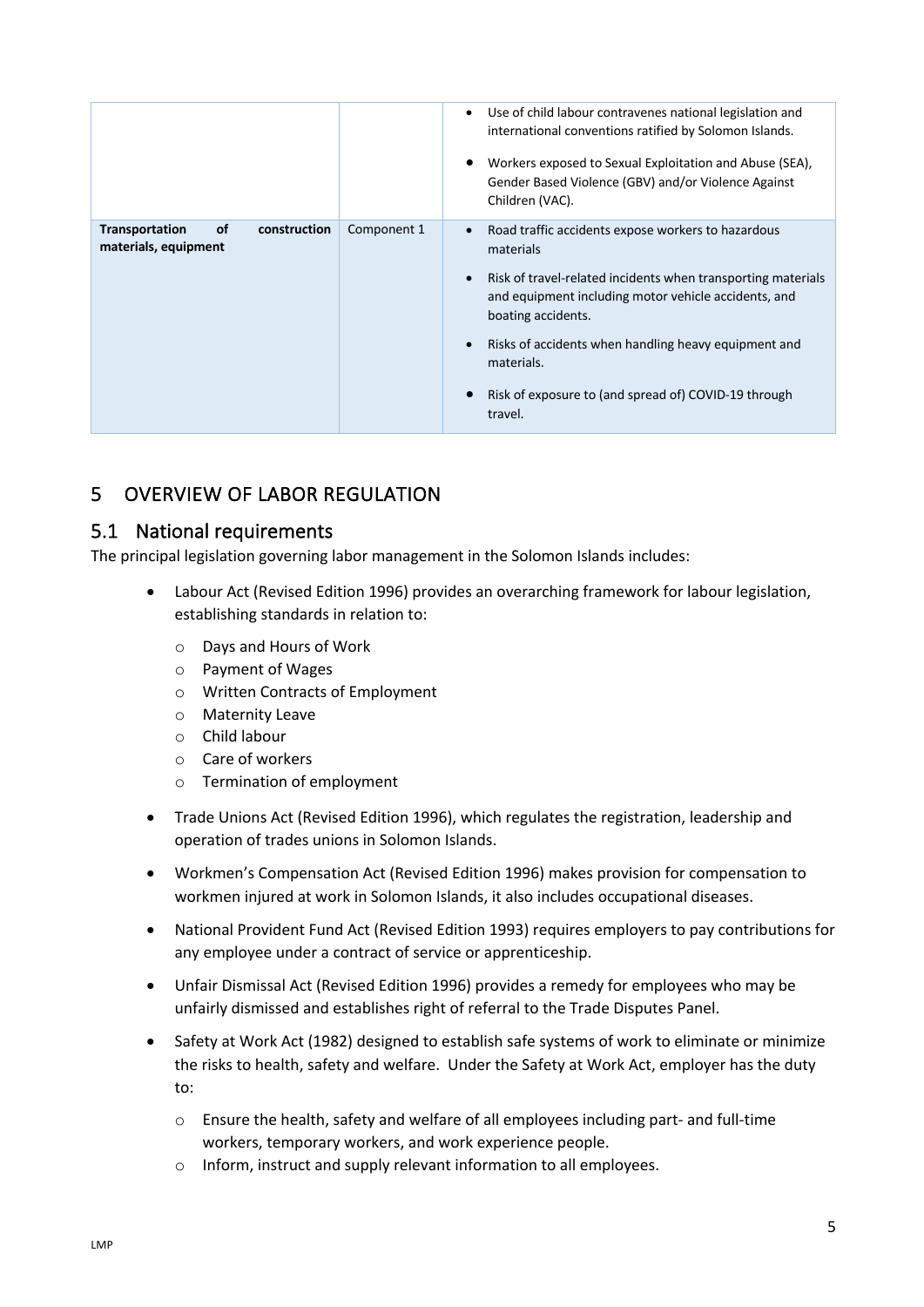| | | |
|---|---|---|
| | | • Use of child labour contravenes national legislation and international conventions ratified by Solomon Islands.<br>• Workers exposed to Sexual Exploitation and Abuse (SEA), Gender Based Violence (GBV) and/or Violence Against Children (VAC). |
| **Transportation of construction materials, equipment** | Component 1 | • Road traffic accidents expose workers to hazardous materials<br>• Risk of travel-related incidents when transporting materials and equipment including motor vehicle accidents, and boating accidents.<br>• Risks of accidents when handling heavy equipment and materials.<br>• Risk of exposure to (and spread of) COVID-19 through travel. |

# 5 OVERVIEW OF LABOR REGULATION

## 5.1 National requirements

The principal legislation governing labor management in the Solomon Islands includes:

- Labour Act (Revised Edition 1996) provides an overarching framework for labour legislation, establishing standards in relation to:
  - Days and Hours of Work
  - Payment of Wages
  - Written Contracts of Employment
  - Maternity Leave
  - Child labour
  - Care of workers
  - Termination of employment
- Trade Unions Act (Revised Edition 1996), which regulates the registration, leadership and operation of trades unions in Solomon Islands.
- Workmen's Compensation Act (Revised Edition 1996) makes provision for compensation to workmen injured at work in Solomon Islands, it also includes occupational diseases.
- National Provident Fund Act (Revised Edition 1993) requires employers to pay contributions for any employee under a contract of service or apprenticeship.
- Unfair Dismissal Act (Revised Edition 1996) provides a remedy for employees who may be unfairly dismissed and establishes right of referral to the Trade Disputes Panel.
- Safety at Work Act (1982) designed to establish safe systems of work to eliminate or minimize the risks to health, safety and welfare. Under the Safety at Work Act, employer has the duty to:
  - Ensure the health, safety and welfare of all employees including part- and full-time workers, temporary workers, and work experience people.
  - Inform, instruct and supply relevant information to all employees.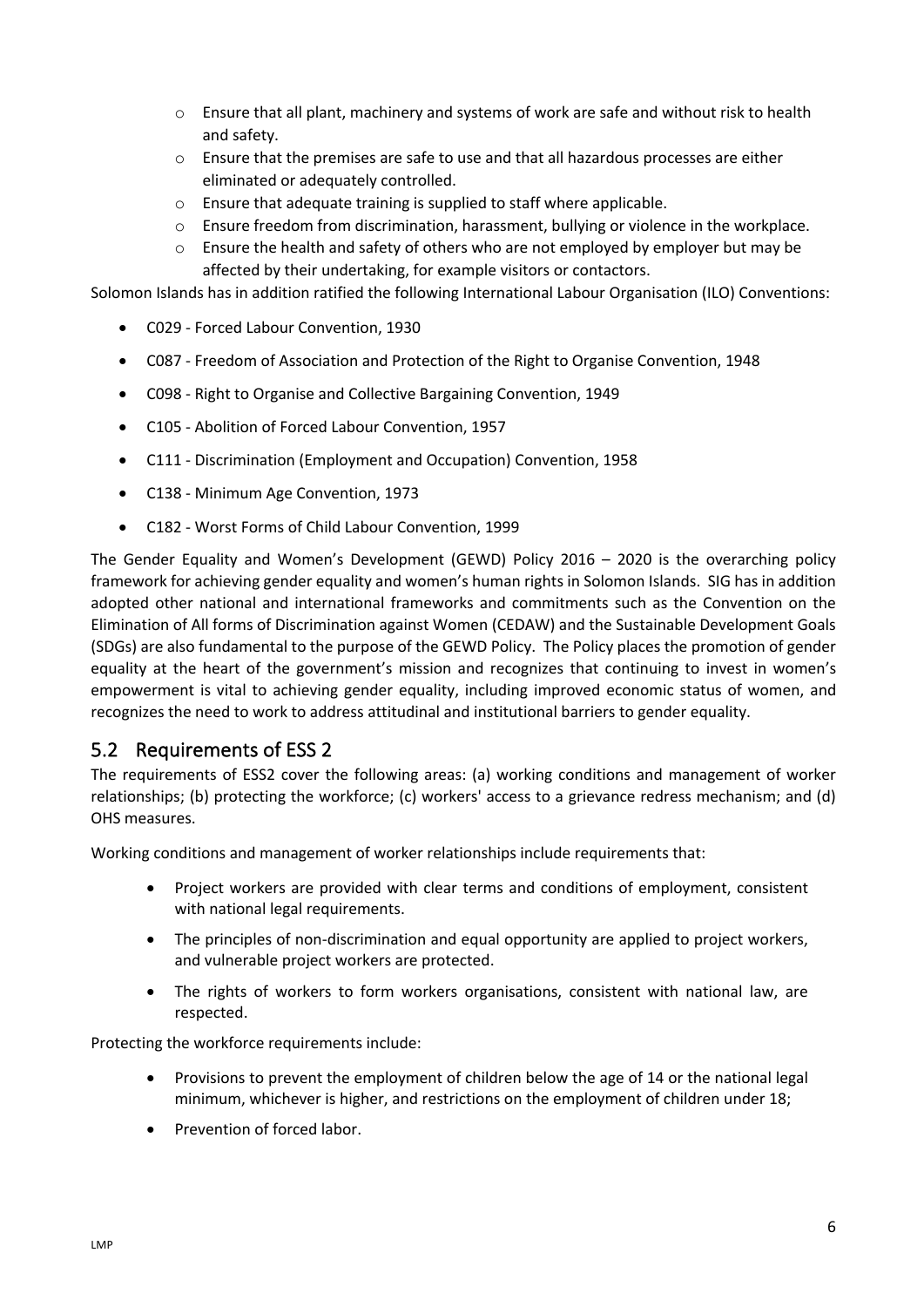- Ensure that all plant, machinery and systems of work are safe and without risk to health and safety.
- Ensure that the premises are safe to use and that all hazardous processes are either eliminated or adequately controlled.
- Ensure that adequate training is supplied to staff where applicable.
- Ensure freedom from discrimination, harassment, bullying or violence in the workplace.
- Ensure the health and safety of others who are not employed by employer but may be affected by their undertaking, for example visitors or contactors.

Solomon Islands has in addition ratified the following International Labour Organisation (ILO) Conventions:

- C029 - Forced Labour Convention, 1930
- C087 - Freedom of Association and Protection of the Right to Organise Convention, 1948
- C098 - Right to Organise and Collective Bargaining Convention, 1949
- C105 - Abolition of Forced Labour Convention, 1957
- C111 - Discrimination (Employment and Occupation) Convention, 1958
- C138 - Minimum Age Convention, 1973
- C182 - Worst Forms of Child Labour Convention, 1999

The Gender Equality and Women's Development (GEWD) Policy 2016 – 2020 is the overarching policy framework for achieving gender equality and women's human rights in Solomon Islands. SIG has in addition adopted other national and international frameworks and commitments such as the Convention on the Elimination of All forms of Discrimination against Women (CEDAW) and the Sustainable Development Goals (SDGs) are also fundamental to the purpose of the GEWD Policy. The Policy places the promotion of gender equality at the heart of the government's mission and recognizes that continuing to invest in women's empowerment is vital to achieving gender equality, including improved economic status of women, and recognizes the need to work to address attitudinal and institutional barriers to gender equality.

## 5.2 Requirements of ESS 2

The requirements of ESS2 cover the following areas: (a) working conditions and management of worker relationships; (b) protecting the workforce; (c) workers' access to a grievance redress mechanism; and (d) OHS measures.

Working conditions and management of worker relationships include requirements that:

- Project workers are provided with clear terms and conditions of employment, consistent with national legal requirements.
- The principles of non-discrimination and equal opportunity are applied to project workers, and vulnerable project workers are protected.
- The rights of workers to form workers organisations, consistent with national law, are respected.

Protecting the workforce requirements include:

- Provisions to prevent the employment of children below the age of 14 or the national legal minimum, whichever is higher, and restrictions on the employment of children under 18;
- Prevention of forced labor.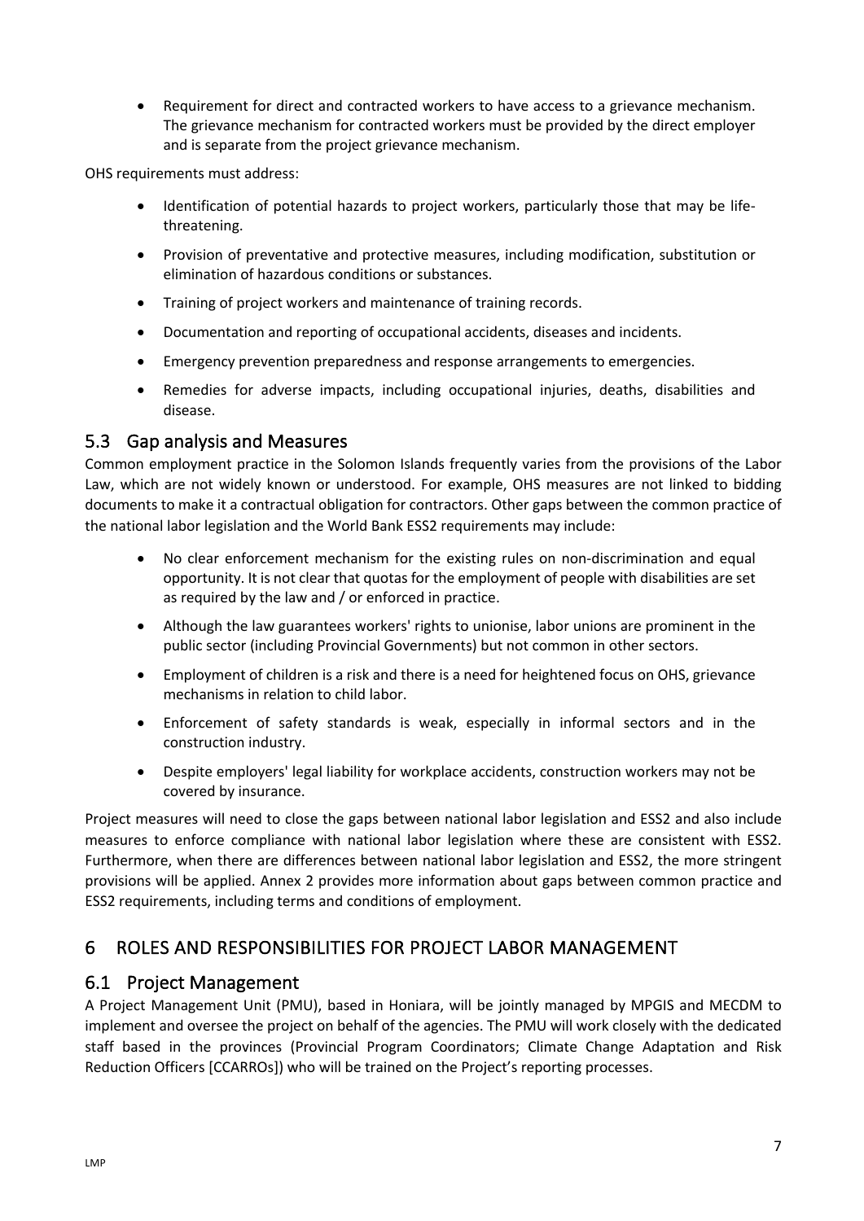- Requirement for direct and contracted workers to have access to a grievance mechanism. The grievance mechanism for contracted workers must be provided by the direct employer and is separate from the project grievance mechanism.

OHS requirements must address:

- Identification of potential hazards to project workers, particularly those that may be life-threatening.
- Provision of preventative and protective measures, including modification, substitution or elimination of hazardous conditions or substances.
- Training of project workers and maintenance of training records.
- Documentation and reporting of occupational accidents, diseases and incidents.
- Emergency prevention preparedness and response arrangements to emergencies.
- Remedies for adverse impacts, including occupational injuries, deaths, disabilities and disease.

## 5.3 Gap analysis and Measures

Common employment practice in the Solomon Islands frequently varies from the provisions of the Labor Law, which are not widely known or understood. For example, OHS measures are not linked to bidding documents to make it a contractual obligation for contractors. Other gaps between the common practice of the national labor legislation and the World Bank ESS2 requirements may include:

- No clear enforcement mechanism for the existing rules on non-discrimination and equal opportunity. It is not clear that quotas for the employment of people with disabilities are set as required by the law and / or enforced in practice.
- Although the law guarantees workers' rights to unionise, labor unions are prominent in the public sector (including Provincial Governments) but not common in other sectors.
- Employment of children is a risk and there is a need for heightened focus on OHS, grievance mechanisms in relation to child labor.
- Enforcement of safety standards is weak, especially in informal sectors and in the construction industry.
- Despite employers' legal liability for workplace accidents, construction workers may not be covered by insurance.

Project measures will need to close the gaps between national labor legislation and ESS2 and also include measures to enforce compliance with national labor legislation where these are consistent with ESS2. Furthermore, when there are differences between national labor legislation and ESS2, the more stringent provisions will be applied. Annex 2 provides more information about gaps between common practice and ESS2 requirements, including terms and conditions of employment.

# 6 ROLES AND RESPONSIBILITIES FOR PROJECT LABOR MANAGEMENT

## 6.1 Project Management

A Project Management Unit (PMU), based in Honiara, will be jointly managed by MPGIS and MECDM to implement and oversee the project on behalf of the agencies. The PMU will work closely with the dedicated staff based in the provinces (Provincial Program Coordinators; Climate Change Adaptation and Risk Reduction Officers [CCARROs]) who will be trained on the Project's reporting processes.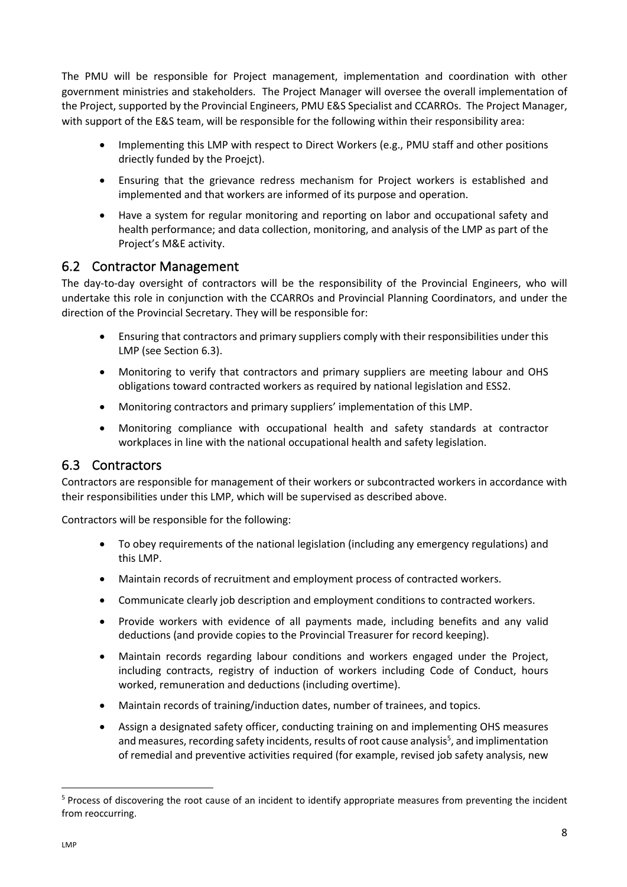The PMU will be responsible for Project management, implementation and coordination with other government ministries and stakeholders. The Project Manager will oversee the overall implementation of the Project, supported by the Provincial Engineers, PMU E&S Specialist and CCARROs. The Project Manager, with support of the E&S team, will be responsible for the following within their responsibility area:

- Implementing this LMP with respect to Direct Workers (e.g., PMU staff and other positions driectly funded by the Proejct).
- Ensuring that the grievance redress mechanism for Project workers is established and implemented and that workers are informed of its purpose and operation.
- Have a system for regular monitoring and reporting on labor and occupational safety and health performance; and data collection, monitoring, and analysis of the LMP as part of the Project's M&E activity.

## 6.2 Contractor Management

The day-to-day oversight of contractors will be the responsibility of the Provincial Engineers, who will undertake this role in conjunction with the CCARROs and Provincial Planning Coordinators, and under the direction of the Provincial Secretary. They will be responsible for:

- Ensuring that contractors and primary suppliers comply with their responsibilities under this LMP (see Section 6.3).
- Monitoring to verify that contractors and primary suppliers are meeting labour and OHS obligations toward contracted workers as required by national legislation and ESS2.
- Monitoring contractors and primary suppliers' implementation of this LMP.
- Monitoring compliance with occupational health and safety standards at contractor workplaces in line with the national occupational health and safety legislation.

## 6.3 Contractors

Contractors are responsible for management of their workers or subcontracted workers in accordance with their responsibilities under this LMP, which will be supervised as described above.

Contractors will be responsible for the following:

- To obey requirements of the national legislation (including any emergency regulations) and this LMP.
- Maintain records of recruitment and employment process of contracted workers.
- Communicate clearly job description and employment conditions to contracted workers.
- Provide workers with evidence of all payments made, including benefits and any valid deductions (and provide copies to the Provincial Treasurer for record keeping).
- Maintain records regarding labour conditions and workers engaged under the Project, including contracts, registry of induction of workers including Code of Conduct, hours worked, remuneration and deductions (including overtime).
- Maintain records of training/induction dates, number of trainees, and topics.
- Assign a designated safety officer, conducting training on and implementing OHS measures and measures, recording safety incidents, results of root cause analysis[5], and implimentation of remedial and preventive activities required (for example, revised job safety analysis, new

[5] Process of discovering the root cause of an incident to identify appropriate measures from preventing the incident from reoccurring.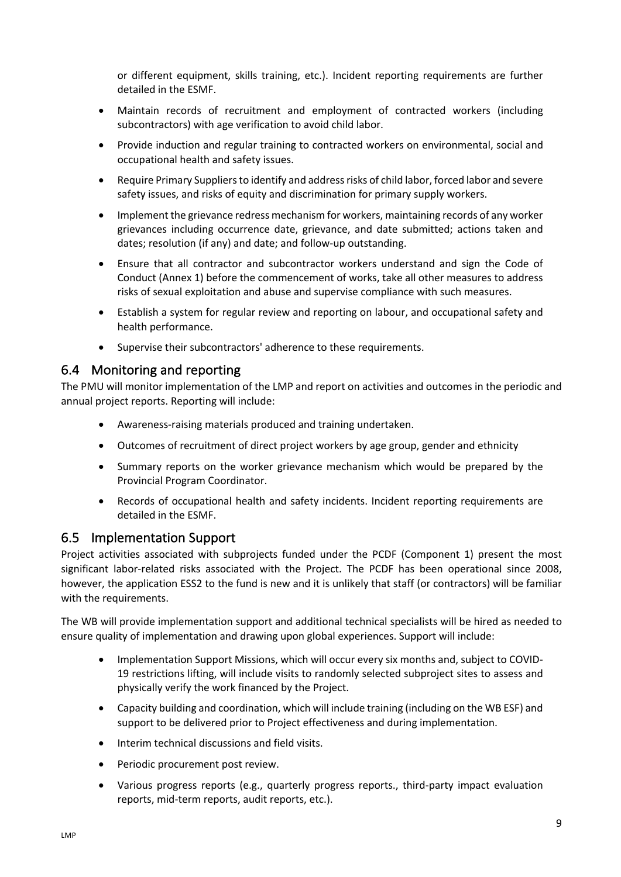or different equipment, skills training, etc.). Incident reporting requirements are further detailed in the ESMF.

- Maintain records of recruitment and employment of contracted workers (including subcontractors) with age verification to avoid child labor.
- Provide induction and regular training to contracted workers on environmental, social and occupational health and safety issues.
- Require Primary Suppliers to identify and address risks of child labor, forced labor and severe safety issues, and risks of equity and discrimination for primary supply workers.
- Implement the grievance redress mechanism for workers, maintaining records of any worker grievances including occurrence date, grievance, and date submitted; actions taken and dates; resolution (if any) and date; and follow-up outstanding.
- Ensure that all contractor and subcontractor workers understand and sign the Code of Conduct (Annex 1) before the commencement of works, take all other measures to address risks of sexual exploitation and abuse and supervise compliance with such measures.
- Establish a system for regular review and reporting on labour, and occupational safety and health performance.
- Supervise their subcontractors' adherence to these requirements.

## 6.4 Monitoring and reporting

The PMU will monitor implementation of the LMP and report on activities and outcomes in the periodic and annual project reports. Reporting will include:

- Awareness-raising materials produced and training undertaken.
- Outcomes of recruitment of direct project workers by age group, gender and ethnicity
- Summary reports on the worker grievance mechanism which would be prepared by the Provincial Program Coordinator.
- Records of occupational health and safety incidents. Incident reporting requirements are detailed in the ESMF.

## 6.5 Implementation Support

Project activities associated with subprojects funded under the PCDF (Component 1) present the most significant labor-related risks associated with the Project. The PCDF has been operational since 2008, however, the application ESS2 to the fund is new and it is unlikely that staff (or contractors) will be familiar with the requirements.

The WB will provide implementation support and additional technical specialists will be hired as needed to ensure quality of implementation and drawing upon global experiences. Support will include:

- Implementation Support Missions, which will occur every six months and, subject to COVID-19 restrictions lifting, will include visits to randomly selected subproject sites to assess and physically verify the work financed by the Project.
- Capacity building and coordination, which will include training (including on the WB ESF) and support to be delivered prior to Project effectiveness and during implementation.
- Interim technical discussions and field visits.
- Periodic procurement post review.
- Various progress reports (e.g., quarterly progress reports., third-party impact evaluation reports, mid-term reports, audit reports, etc.).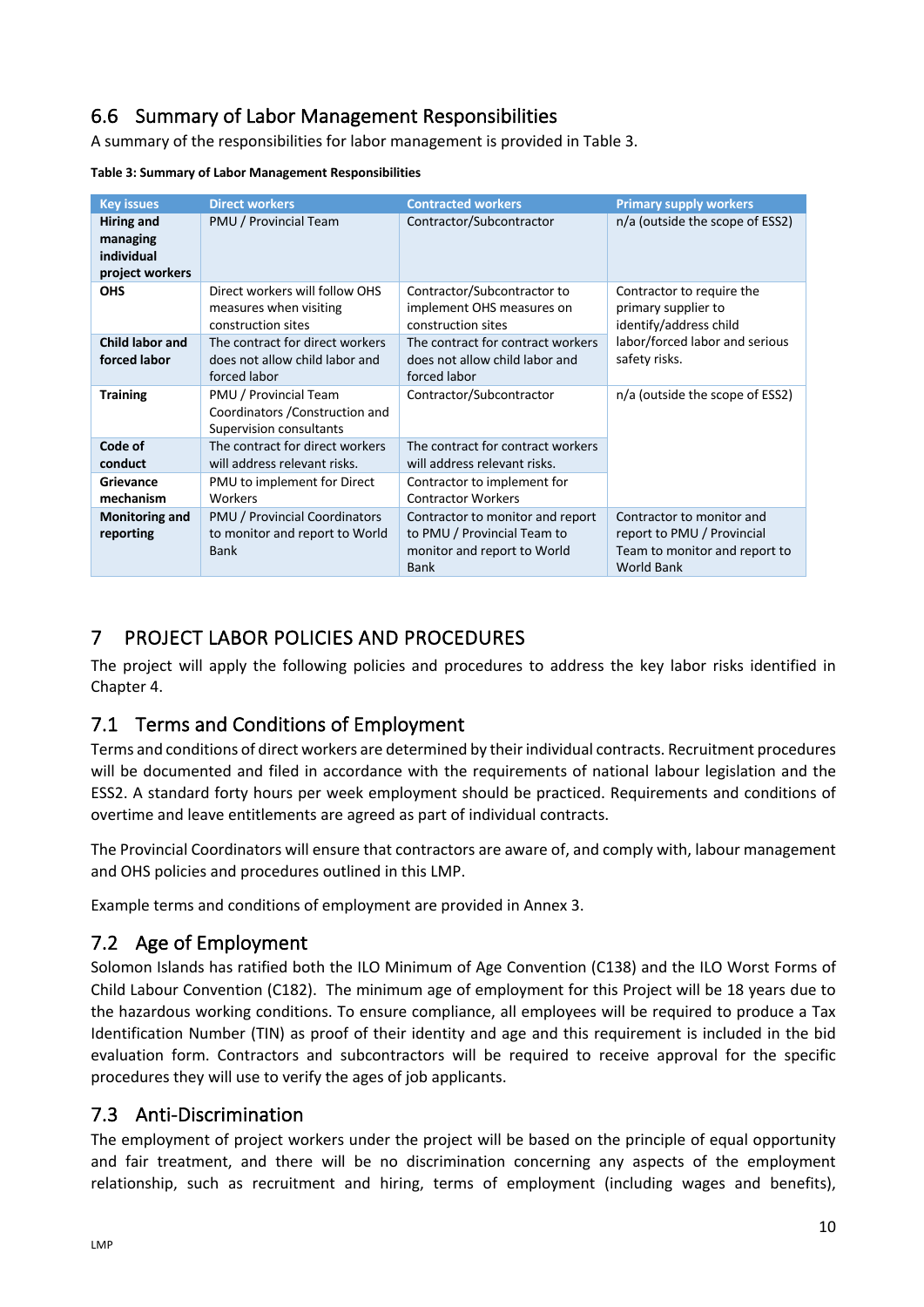## 6.6 Summary of Labor Management Responsibilities

A summary of the responsibilities for labor management is provided in Table 3.

**Table 3: Summary of Labor Management Responsibilities**

| Key issues | Direct workers | Contracted workers | Primary supply workers |
|---|---|---|---|
| **Hiring and managing individual project workers** | PMU / Provincial Team | Contractor/Subcontractor | n/a (outside the scope of ESS2) |
| **OHS** | Direct workers will follow OHS measures when visiting construction sites | Contractor/Subcontractor to implement OHS measures on construction sites | Contractor to require the primary supplier to identify/address child labor/forced labor and serious safety risks. |
| **Child labor and forced labor** | The contract for direct workers does not allow child labor and forced labor | The contract for contract workers does not allow child labor and forced labor | |
| **Training** | PMU / Provincial Team Coordinators /Construction and Supervision consultants | Contractor/Subcontractor | n/a (outside the scope of ESS2) |
| **Code of conduct** | The contract for direct workers will address relevant risks. | The contract for contract workers will address relevant risks. | |
| **Grievance mechanism** | PMU to implement for Direct Workers | Contractor to implement for Contractor Workers | |
| **Monitoring and reporting** | PMU / Provincial Coordinators to monitor and report to World Bank | Contractor to monitor and report to PMU / Provincial Team to monitor and report to World Bank | Contractor to monitor and report to PMU / Provincial Team to monitor and report to World Bank |

# 7 PROJECT LABOR POLICIES AND PROCEDURES

The project will apply the following policies and procedures to address the key labor risks identified in Chapter 4.

## 7.1 Terms and Conditions of Employment

Terms and conditions of direct workers are determined by their individual contracts. Recruitment procedures will be documented and filed in accordance with the requirements of national labour legislation and the ESS2. A standard forty hours per week employment should be practiced. Requirements and conditions of overtime and leave entitlements are agreed as part of individual contracts.

The Provincial Coordinators will ensure that contractors are aware of, and comply with, labour management and OHS policies and procedures outlined in this LMP.

Example terms and conditions of employment are provided in Annex 3.

## 7.2 Age of Employment

Solomon Islands has ratified both the ILO Minimum of Age Convention (C138) and the ILO Worst Forms of Child Labour Convention (C182). The minimum age of employment for this Project will be 18 years due to the hazardous working conditions. To ensure compliance, all employees will be required to produce a Tax Identification Number (TIN) as proof of their identity and age and this requirement is included in the bid evaluation form. Contractors and subcontractors will be required to receive approval for the specific procedures they will use to verify the ages of job applicants.

## 7.3 Anti-Discrimination

The employment of project workers under the project will be based on the principle of equal opportunity and fair treatment, and there will be no discrimination concerning any aspects of the employment relationship, such as recruitment and hiring, terms of employment (including wages and benefits),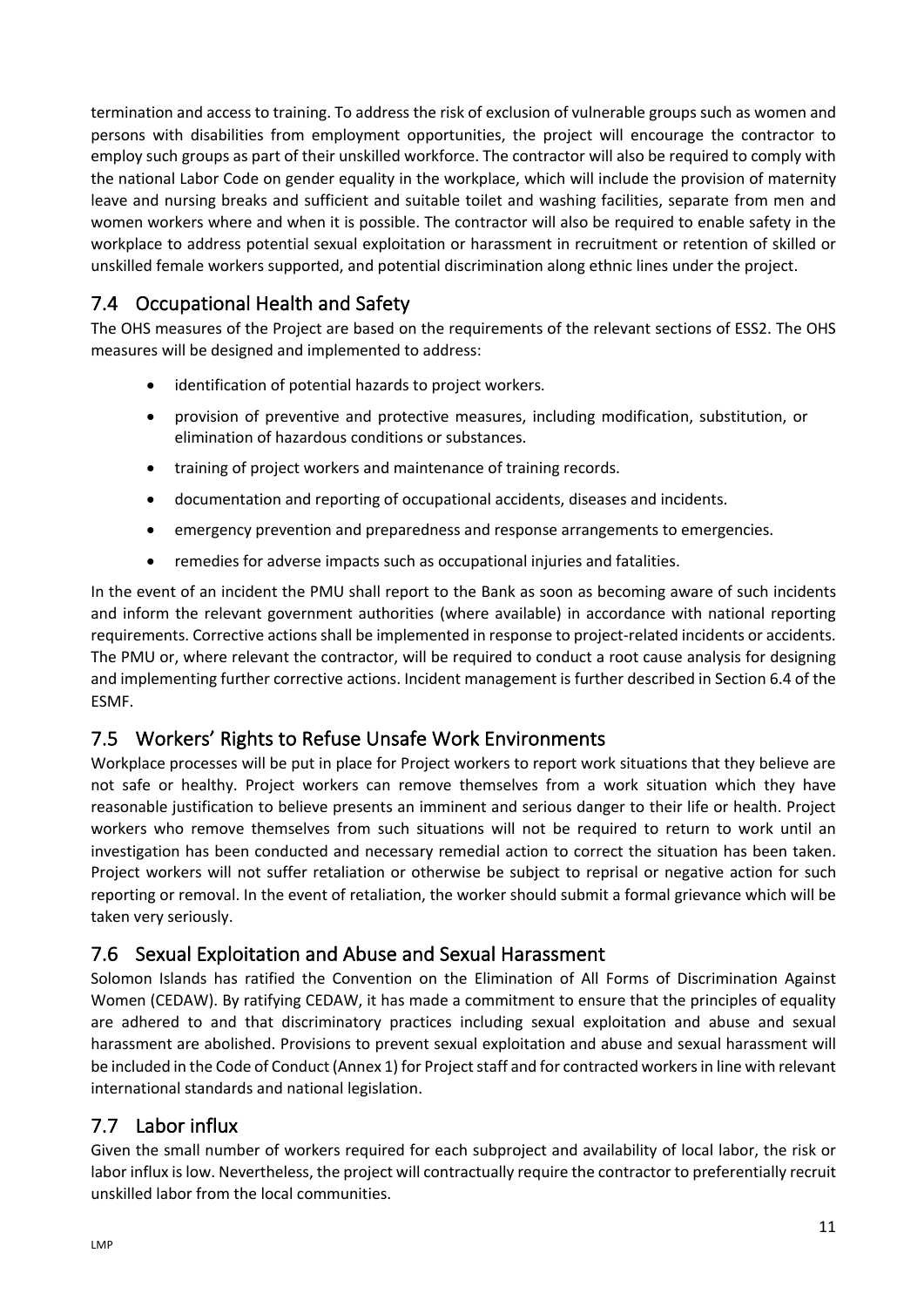termination and access to training. To address the risk of exclusion of vulnerable groups such as women and persons with disabilities from employment opportunities, the project will encourage the contractor to employ such groups as part of their unskilled workforce. The contractor will also be required to comply with the national Labor Code on gender equality in the workplace, which will include the provision of maternity leave and nursing breaks and sufficient and suitable toilet and washing facilities, separate from men and women workers where and when it is possible. The contractor will also be required to enable safety in the workplace to address potential sexual exploitation or harassment in recruitment or retention of skilled or unskilled female workers supported, and potential discrimination along ethnic lines under the project.

## 7.4 Occupational Health and Safety

The OHS measures of the Project are based on the requirements of the relevant sections of ESS2. The OHS measures will be designed and implemented to address:

- identification of potential hazards to project workers.
- provision of preventive and protective measures, including modification, substitution, or elimination of hazardous conditions or substances.
- training of project workers and maintenance of training records.
- documentation and reporting of occupational accidents, diseases and incidents.
- emergency prevention and preparedness and response arrangements to emergencies.
- remedies for adverse impacts such as occupational injuries and fatalities.

In the event of an incident the PMU shall report to the Bank as soon as becoming aware of such incidents and inform the relevant government authorities (where available) in accordance with national reporting requirements. Corrective actions shall be implemented in response to project-related incidents or accidents. The PMU or, where relevant the contractor, will be required to conduct a root cause analysis for designing and implementing further corrective actions. Incident management is further described in Section 6.4 of the ESMF.

## 7.5 Workers' Rights to Refuse Unsafe Work Environments

Workplace processes will be put in place for Project workers to report work situations that they believe are not safe or healthy. Project workers can remove themselves from a work situation which they have reasonable justification to believe presents an imminent and serious danger to their life or health. Project workers who remove themselves from such situations will not be required to return to work until an investigation has been conducted and necessary remedial action to correct the situation has been taken. Project workers will not suffer retaliation or otherwise be subject to reprisal or negative action for such reporting or removal. In the event of retaliation, the worker should submit a formal grievance which will be taken very seriously.

## 7.6 Sexual Exploitation and Abuse and Sexual Harassment

Solomon Islands has ratified the Convention on the Elimination of All Forms of Discrimination Against Women (CEDAW). By ratifying CEDAW, it has made a commitment to ensure that the principles of equality are adhered to and that discriminatory practices including sexual exploitation and abuse and sexual harassment are abolished. Provisions to prevent sexual exploitation and abuse and sexual harassment will be included in the Code of Conduct (Annex 1) for Project staff and for contracted workers in line with relevant international standards and national legislation.

## 7.7 Labor influx

Given the small number of workers required for each subproject and availability of local labor, the risk or labor influx is low. Nevertheless, the project will contractually require the contractor to preferentially recruit unskilled labor from the local communities.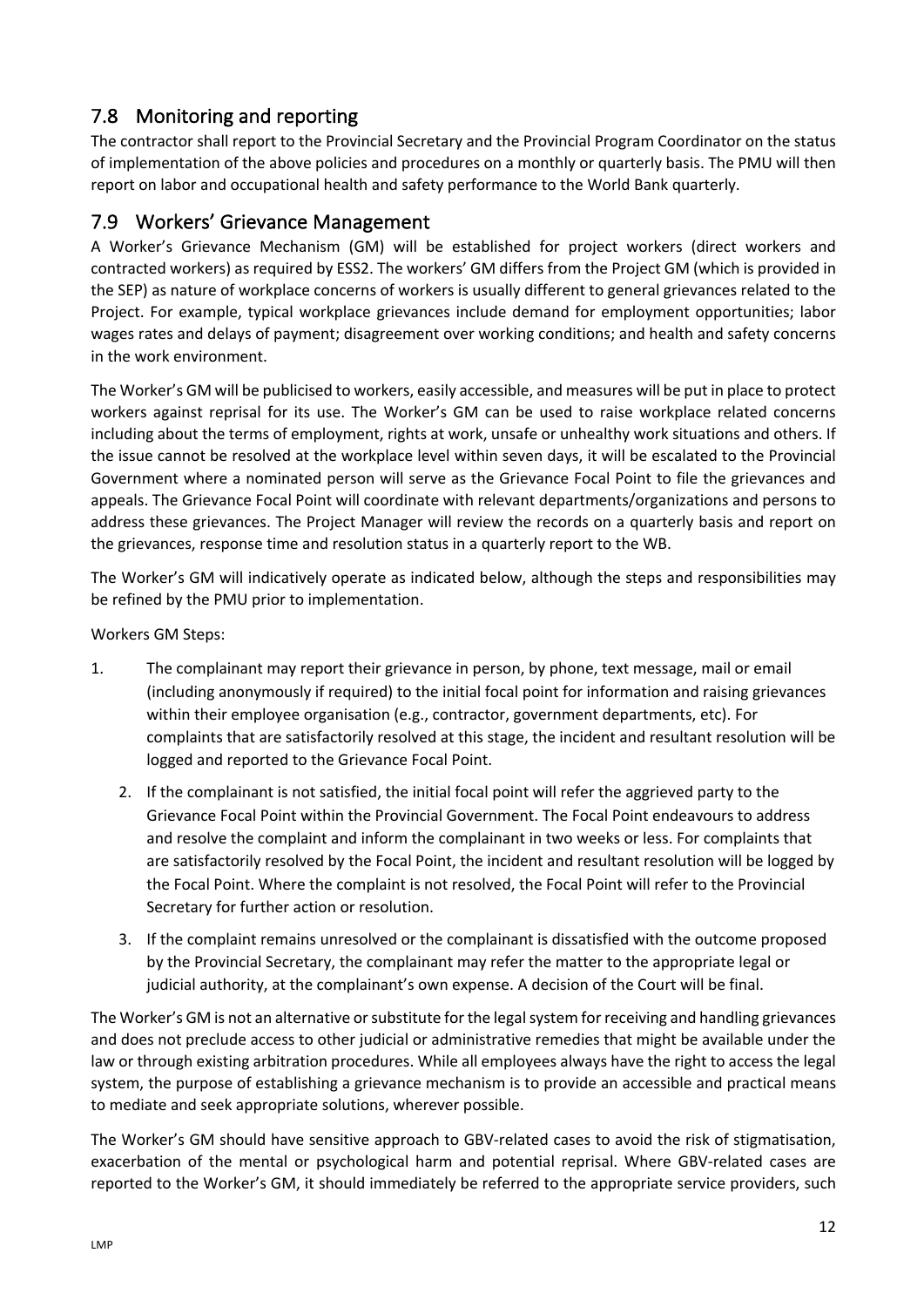## 7.8 Monitoring and reporting

The contractor shall report to the Provincial Secretary and the Provincial Program Coordinator on the status of implementation of the above policies and procedures on a monthly or quarterly basis. The PMU will then report on labor and occupational health and safety performance to the World Bank quarterly.

## 7.9 Workers' Grievance Management

A Worker's Grievance Mechanism (GM) will be established for project workers (direct workers and contracted workers) as required by ESS2. The workers' GM differs from the Project GM (which is provided in the SEP) as nature of workplace concerns of workers is usually different to general grievances related to the Project. For example, typical workplace grievances include demand for employment opportunities; labor wages rates and delays of payment; disagreement over working conditions; and health and safety concerns in the work environment.

The Worker's GM will be publicised to workers, easily accessible, and measures will be put in place to protect workers against reprisal for its use. The Worker's GM can be used to raise workplace related concerns including about the terms of employment, rights at work, unsafe or unhealthy work situations and others. If the issue cannot be resolved at the workplace level within seven days, it will be escalated to the Provincial Government where a nominated person will serve as the Grievance Focal Point to file the grievances and appeals. The Grievance Focal Point will coordinate with relevant departments/organizations and persons to address these grievances. The Project Manager will review the records on a quarterly basis and report on the grievances, response time and resolution status in a quarterly report to the WB.

The Worker's GM will indicatively operate as indicated below, although the steps and responsibilities may be refined by the PMU prior to implementation.

Workers GM Steps:

1. The complainant may report their grievance in person, by phone, text message, mail or email (including anonymously if required) to the initial focal point for information and raising grievances within their employee organisation (e.g., contractor, government departments, etc). For complaints that are satisfactorily resolved at this stage, the incident and resultant resolution will be logged and reported to the Grievance Focal Point.
2. If the complainant is not satisfied, the initial focal point will refer the aggrieved party to the Grievance Focal Point within the Provincial Government. The Focal Point endeavours to address and resolve the complaint and inform the complainant in two weeks or less. For complaints that are satisfactorily resolved by the Focal Point, the incident and resultant resolution will be logged by the Focal Point. Where the complaint is not resolved, the Focal Point will refer to the Provincial Secretary for further action or resolution.
3. If the complaint remains unresolved or the complainant is dissatisfied with the outcome proposed by the Provincial Secretary, the complainant may refer the matter to the appropriate legal or judicial authority, at the complainant's own expense. A decision of the Court will be final.

The Worker's GM is not an alternative or substitute for the legal system for receiving and handling grievances and does not preclude access to other judicial or administrative remedies that might be available under the law or through existing arbitration procedures. While all employees always have the right to access the legal system, the purpose of establishing a grievance mechanism is to provide an accessible and practical means to mediate and seek appropriate solutions, wherever possible.

The Worker's GM should have sensitive approach to GBV-related cases to avoid the risk of stigmatisation, exacerbation of the mental or psychological harm and potential reprisal. Where GBV-related cases are reported to the Worker's GM, it should immediately be referred to the appropriate service providers, such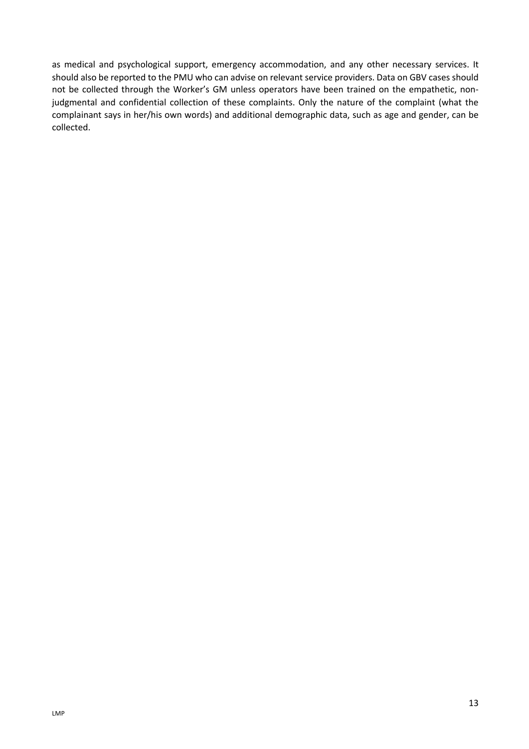as medical and psychological support, emergency accommodation, and any other necessary services. It should also be reported to the PMU who can advise on relevant service providers. Data on GBV cases should not be collected through the Worker's GM unless operators have been trained on the empathetic, non-judgmental and confidential collection of these complaints. Only the nature of the complaint (what the complainant says in her/his own words) and additional demographic data, such as age and gender, can be collected.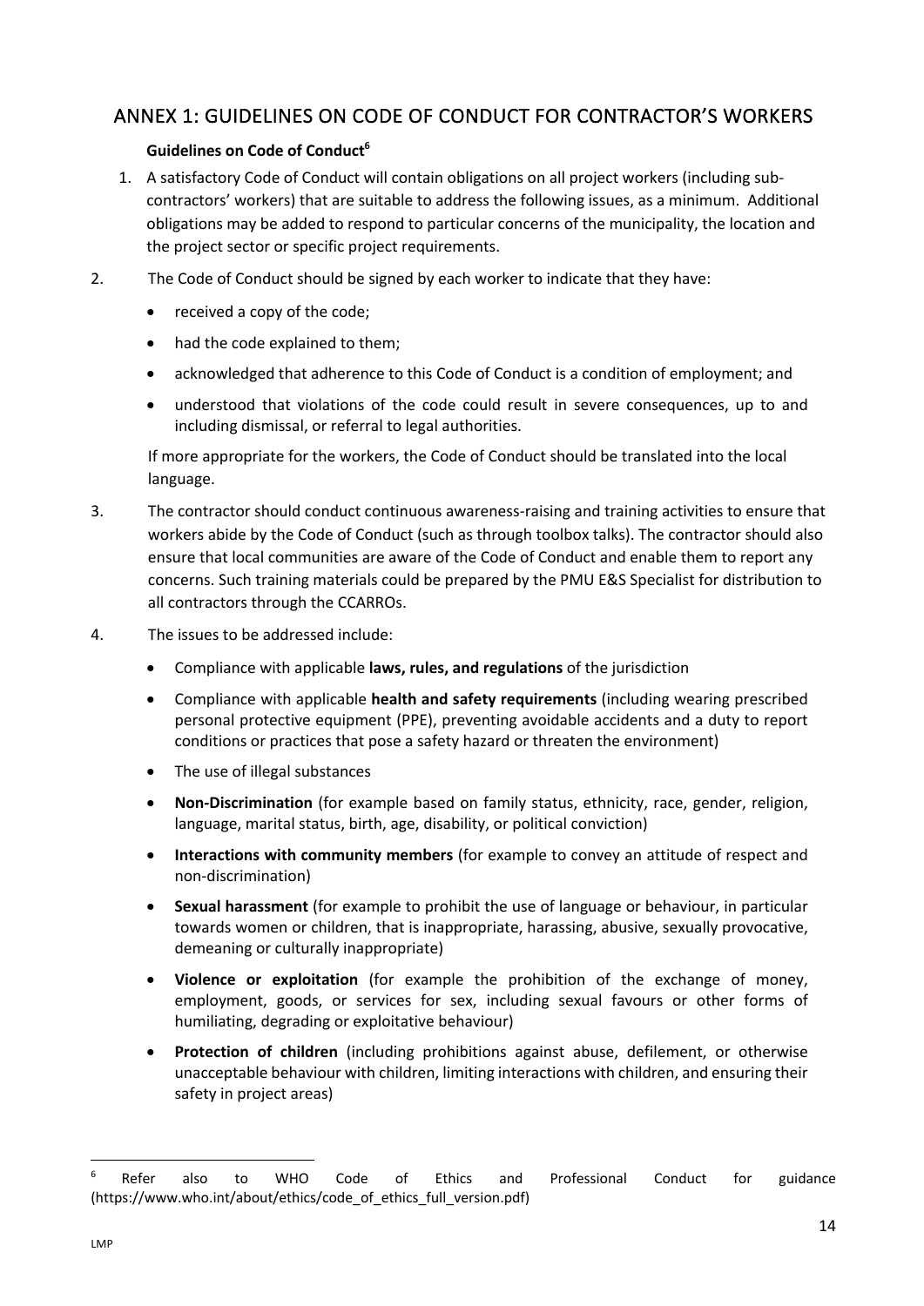## ANNEX 1: GUIDELINES ON CODE OF CONDUCT FOR CONTRACTOR'S WORKERS

**Guidelines on Code of Conduct**[6]

1. A satisfactory Code of Conduct will contain obligations on all project workers (including sub-contractors' workers) that are suitable to address the following issues, as a minimum. Additional obligations may be added to respond to particular concerns of the municipality, the location and the project sector or specific project requirements.

2. The Code of Conduct should be signed by each worker to indicate that they have:

   - received a copy of the code;
   - had the code explained to them;
   - acknowledged that adherence to this Code of Conduct is a condition of employment; and
   - understood that violations of the code could result in severe consequences, up to and including dismissal, or referral to legal authorities.

   If more appropriate for the workers, the Code of Conduct should be translated into the local language.

3. The contractor should conduct continuous awareness-raising and training activities to ensure that workers abide by the Code of Conduct (such as through toolbox talks). The contractor should also ensure that local communities are aware of the Code of Conduct and enable them to report any concerns. Such training materials could be prepared by the PMU E&S Specialist for distribution to all contractors through the CCARROs.

4. The issues to be addressed include:

   - Compliance with applicable **laws, rules, and regulations** of the jurisdiction
   - Compliance with applicable **health and safety requirements** (including wearing prescribed personal protective equipment (PPE), preventing avoidable accidents and a duty to report conditions or practices that pose a safety hazard or threaten the environment)
   - The use of illegal substances
   - **Non-Discrimination** (for example based on family status, ethnicity, race, gender, religion, language, marital status, birth, age, disability, or political conviction)
   - **Interactions with community members** (for example to convey an attitude of respect and non-discrimination)
   - **Sexual harassment** (for example to prohibit the use of language or behaviour, in particular towards women or children, that is inappropriate, harassing, abusive, sexually provocative, demeaning or culturally inappropriate)
   - **Violence or exploitation** (for example the prohibition of the exchange of money, employment, goods, or services for sex, including sexual favours or other forms of humiliating, degrading or exploitative behaviour)
   - **Protection of children** (including prohibitions against abuse, defilement, or otherwise unacceptable behaviour with children, limiting interactions with children, and ensuring their safety in project areas)

[6] Refer also to WHO Code of Ethics and Professional Conduct for guidance (https://www.who.int/about/ethics/code_of_ethics_full_version.pdf)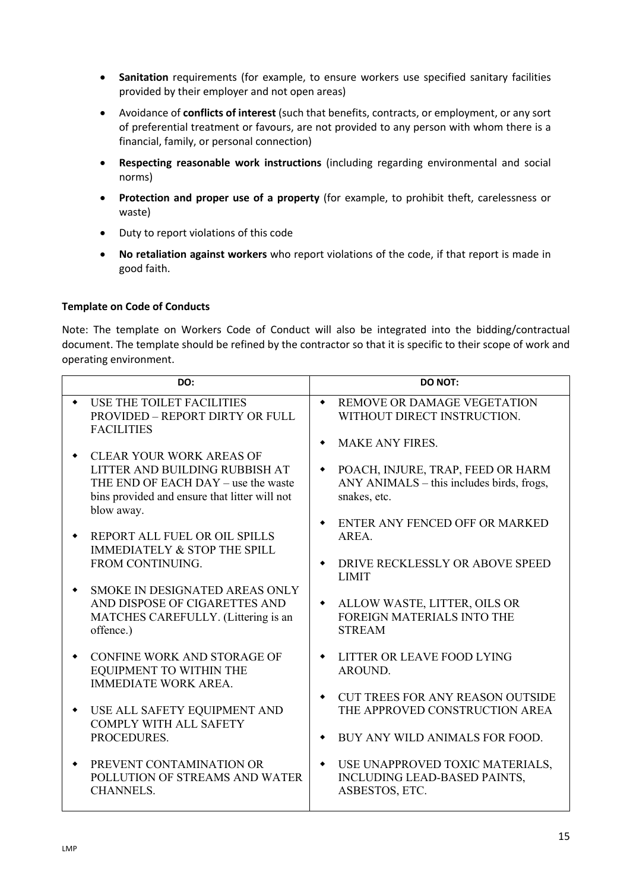- **Sanitation** requirements (for example, to ensure workers use specified sanitary facilities provided by their employer and not open areas)
- Avoidance of **conflicts of interest** (such that benefits, contracts, or employment, or any sort of preferential treatment or favours, are not provided to any person with whom there is a financial, family, or personal connection)
- **Respecting reasonable work instructions** (including regarding environmental and social norms)
- **Protection and proper use of a property** (for example, to prohibit theft, carelessness or waste)
- Duty to report violations of this code
- **No retaliation against workers** who report violations of the code, if that report is made in good faith.

**Template on Code of Conducts**

Note: The template on Workers Code of Conduct will also be integrated into the bidding/contractual document. The template should be refined by the contractor so that it is specific to their scope of work and operating environment.

| DO: | DO NOT: |
|---|---|
| ◆ USE THE TOILET FACILITIES PROVIDED – REPORT DIRTY OR FULL FACILITIES<br><br>◆ CLEAR YOUR WORK AREAS OF LITTER AND BUILDING RUBBISH AT THE END OF EACH DAY – use the waste bins provided and ensure that litter will not blow away.<br><br>◆ REPORT ALL FUEL OR OIL SPILLS IMMEDIATELY & STOP THE SPILL FROM CONTINUING.<br><br>◆ SMOKE IN DESIGNATED AREAS ONLY AND DISPOSE OF CIGARETTES AND MATCHES CAREFULLY. (Littering is an offence.)<br><br>◆ CONFINE WORK AND STORAGE OF EQUIPMENT TO WITHIN THE IMMEDIATE WORK AREA.<br><br>◆ USE ALL SAFETY EQUIPMENT AND COMPLY WITH ALL SAFETY PROCEDURES.<br><br>◆ PREVENT CONTAMINATION OR POLLUTION OF STREAMS AND WATER CHANNELS. | ◆ REMOVE OR DAMAGE VEGETATION WITHOUT DIRECT INSTRUCTION.<br><br>◆ MAKE ANY FIRES.<br><br>◆ POACH, INJURE, TRAP, FEED OR HARM ANY ANIMALS – this includes birds, frogs, snakes, etc.<br><br>◆ ENTER ANY FENCED OFF OR MARKED AREA.<br><br>◆ DRIVE RECKLESSLY OR ABOVE SPEED LIMIT<br><br>◆ ALLOW WASTE, LITTER, OILS OR FOREIGN MATERIALS INTO THE STREAM<br><br>◆ LITTER OR LEAVE FOOD LYING AROUND.<br><br>◆ CUT TREES FOR ANY REASON OUTSIDE THE APPROVED CONSTRUCTION AREA<br><br>◆ BUY ANY WILD ANIMALS FOR FOOD.<br><br>◆ USE UNAPPROVED TOXIC MATERIALS, INCLUDING LEAD-BASED PAINTS, ASBESTOS, ETC. |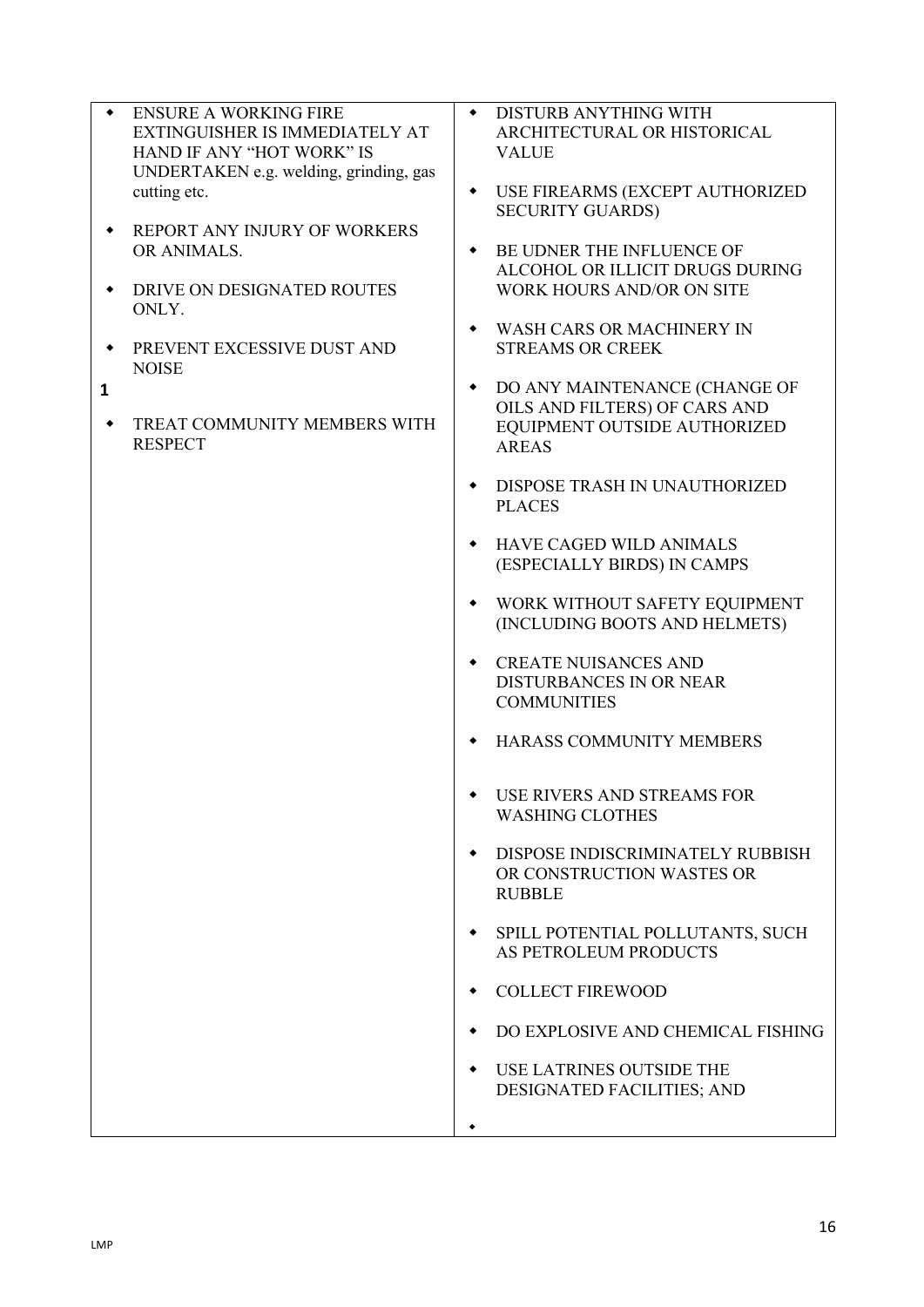| | |
|---|---|
| ◆ ENSURE A WORKING FIRE EXTINGUISHER IS IMMEDIATELY AT HAND IF ANY "HOT WORK" IS UNDERTAKEN e.g. welding, grinding, gas cutting etc.<br><br>◆ REPORT ANY INJURY OF WORKERS OR ANIMALS.<br><br>◆ DRIVE ON DESIGNATED ROUTES ONLY.<br><br>◆ PREVENT EXCESSIVE DUST AND NOISE<br><br>1<br><br>◆ TREAT COMMUNITY MEMBERS WITH RESPECT | ◆ DISTURB ANYTHING WITH ARCHITECTURAL OR HISTORICAL VALUE<br><br>◆ USE FIREARMS (EXCEPT AUTHORIZED SECURITY GUARDS)<br><br>◆ BE UDNER THE INFLUENCE OF ALCOHOL OR ILLICIT DRUGS DURING WORK HOURS AND/OR ON SITE<br><br>◆ WASH CARS OR MACHINERY IN STREAMS OR CREEK<br><br>◆ DO ANY MAINTENANCE (CHANGE OF OILS AND FILTERS) OF CARS AND EQUIPMENT OUTSIDE AUTHORIZED AREAS<br><br>◆ DISPOSE TRASH IN UNAUTHORIZED PLACES<br><br>◆ HAVE CAGED WILD ANIMALS (ESPECIALLY BIRDS) IN CAMPS<br><br>◆ WORK WITHOUT SAFETY EQUIPMENT (INCLUDING BOOTS AND HELMETS)<br><br>◆ CREATE NUISANCES AND DISTURBANCES IN OR NEAR COMMUNITIES<br><br>◆ HARASS COMMUNITY MEMBERS<br><br>◆ USE RIVERS AND STREAMS FOR WASHING CLOTHES<br><br>◆ DISPOSE INDISCRIMINATELY RUBBISH OR CONSTRUCTION WASTES OR RUBBLE<br><br>◆ SPILL POTENTIAL POLLUTANTS, SUCH AS PETROLEUM PRODUCTS<br><br>◆ COLLECT FIREWOOD<br><br>◆ DO EXPLOSIVE AND CHEMICAL FISHING<br><br>◆ USE LATRINES OUTSIDE THE DESIGNATED FACILITIES; AND<br><br>◆ |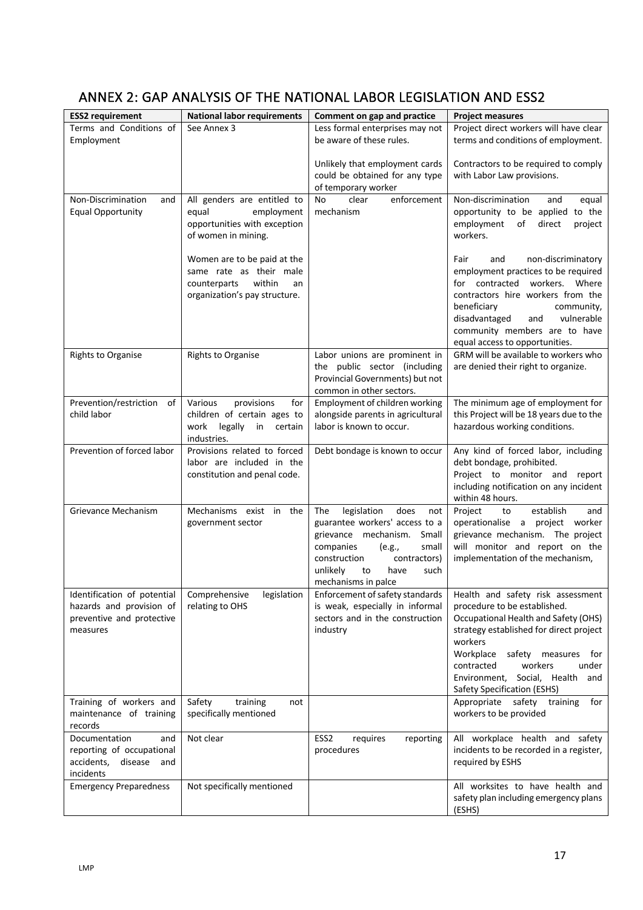# ANNEX 2: GAP ANALYSIS OF THE NATIONAL LABOR LEGISLATION AND ESS2

| ESS2 requirement | National labor requirements | Comment on gap and practice | Project measures |
|---|---|---|---|
| Terms and Conditions of Employment | See Annex 3 | Less formal enterprises may not be aware of these rules.<br><br>Unlikely that employment cards could be obtained for any type of temporary worker | Project direct workers will have clear terms and conditions of employment.<br><br>Contractors to be required to comply with Labor Law provisions. |
| Non-Discrimination and Equal Opportunity | All genders are entitled to equal employment opportunities with exception of women in mining.<br><br>Women are to be paid at the same rate as their male counterparts within an organization's pay structure. | No clear enforcement mechanism | Non-discrimination and equal opportunity to be applied to the employment of direct project workers.<br><br>Fair and non-discriminatory employment practices to be required for contracted workers. Where contractors hire workers from the beneficiary community, disadvantaged and vulnerable community members are to have equal access to opportunities. |
| Rights to Organise | Rights to Organise | Labor unions are prominent in the public sector (including Provincial Governments) but not common in other sectors. | GRM will be available to workers who are denied their right to organize. |
| Prevention/restriction of child labor | Various provisions for children of certain ages to work legally in certain industries. | Employment of children working alongside parents in agricultural labor is known to occur. | The minimum age of employment for this Project will be 18 years due to the hazardous working conditions. |
| Prevention of forced labor | Provisions related to forced labor are included in the constitution and penal code. | Debt bondage is known to occur | Any kind of forced labor, including debt bondage, prohibited.<br>Project to monitor and report including notification on any incident within 48 hours. |
| Grievance Mechanism | Mechanisms exist in the government sector | The legislation does not guarantee workers' access to a grievance mechanism. Small companies (e.g., small construction contractors) unlikely to have such mechanisms in palce | Project to establish and operationalise a project worker grievance mechanism. The project will monitor and report on the implementation of the mechanism, |
| Identification of potential hazards and provision of preventive and protective measures | Comprehensive legislation relating to OHS | Enforcement of safety standards is weak, especially in informal sectors and in the construction industry | Health and safety risk assessment procedure to be established.<br>Occupational Health and Safety (OHS) strategy established for direct project workers<br>Workplace safety measures for contracted workers under Environment, Social, Health and Safety Specification (ESHS) |
| Training of workers and maintenance of training records | Safety training not specifically mentioned | | Appropriate safety training for workers to be provided |
| Documentation and reporting of occupational accidents, disease and incidents | Not clear | ESS2 requires reporting procedures | All workplace health and safety incidents to be recorded in a register, required by ESHS |
| Emergency Preparedness | Not specifically mentioned | | All worksites to have health and safety plan including emergency plans (ESHS) |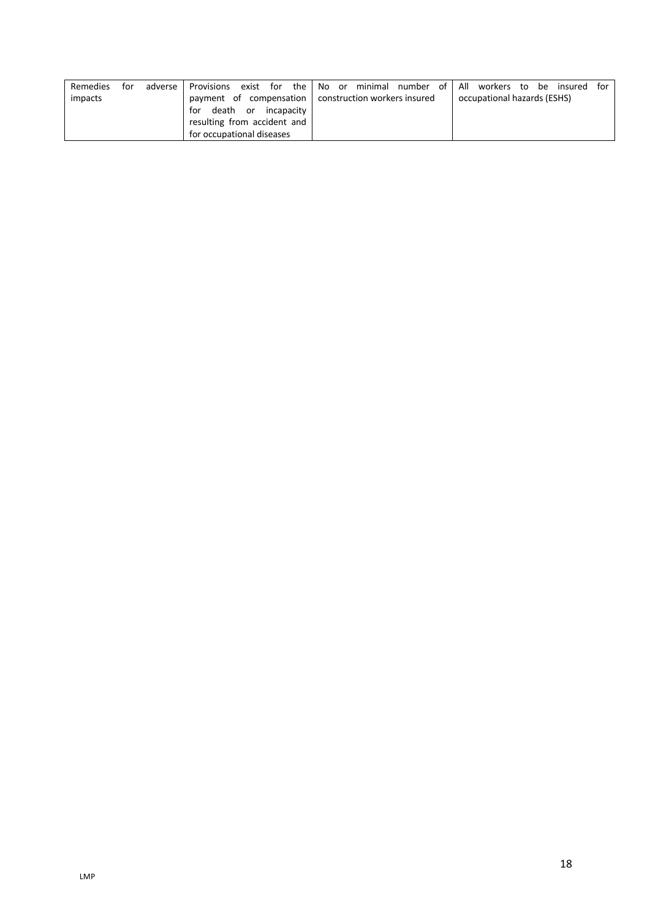| | | | |
|---|---|---|---|
| Remedies for adverse impacts | Provisions exist for the payment of compensation for death or incapacity resulting from accident and for occupational diseases | No or minimal number of construction workers insured | All workers to be insured for occupational hazards (ESHS) |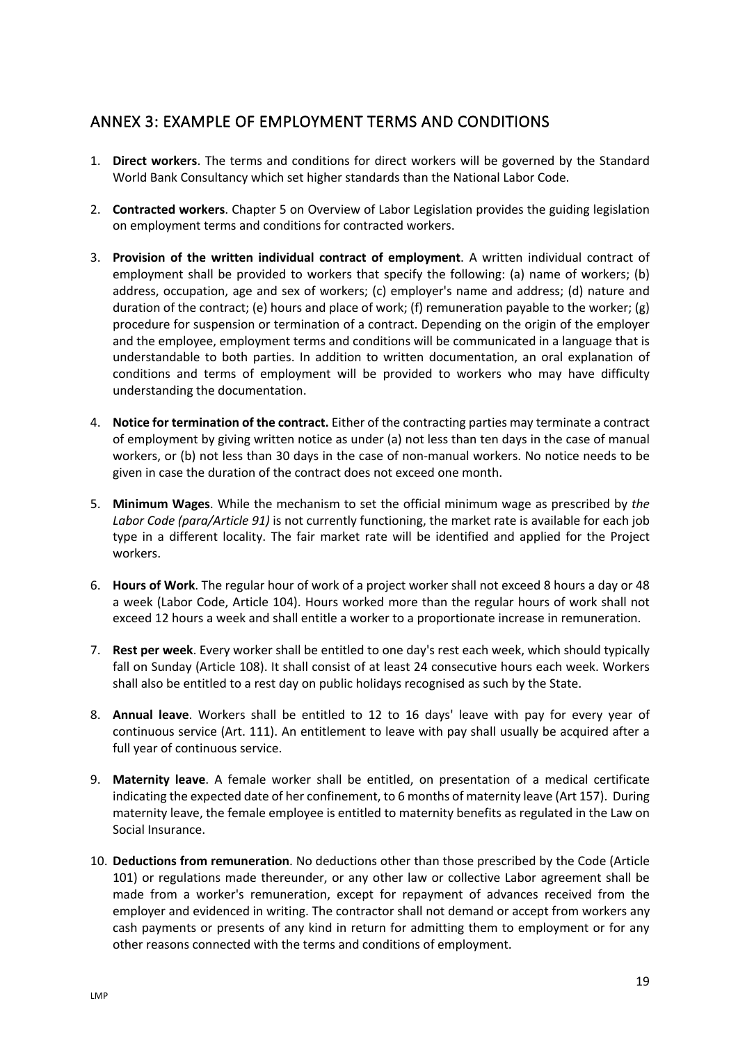## ANNEX 3: EXAMPLE OF EMPLOYMENT TERMS AND CONDITIONS

1. **Direct workers**. The terms and conditions for direct workers will be governed by the Standard World Bank Consultancy which set higher standards than the National Labor Code.

2. **Contracted workers**. Chapter 5 on Overview of Labor Legislation provides the guiding legislation on employment terms and conditions for contracted workers.

3. **Provision of the written individual contract of employment**. A written individual contract of employment shall be provided to workers that specify the following: (a) name of workers; (b) address, occupation, age and sex of workers; (c) employer's name and address; (d) nature and duration of the contract; (e) hours and place of work; (f) remuneration payable to the worker; (g) procedure for suspension or termination of a contract. Depending on the origin of the employer and the employee, employment terms and conditions will be communicated in a language that is understandable to both parties. In addition to written documentation, an oral explanation of conditions and terms of employment will be provided to workers who may have difficulty understanding the documentation.

4. **Notice for termination of the contract.** Either of the contracting parties may terminate a contract of employment by giving written notice as under (a) not less than ten days in the case of manual workers, or (b) not less than 30 days in the case of non-manual workers. No notice needs to be given in case the duration of the contract does not exceed one month.

5. **Minimum Wages**. While the mechanism to set the official minimum wage as prescribed by *the Labor Code (para/Article 91)* is not currently functioning, the market rate is available for each job type in a different locality. The fair market rate will be identified and applied for the Project workers.

6. **Hours of Work**. The regular hour of work of a project worker shall not exceed 8 hours a day or 48 a week (Labor Code, Article 104). Hours worked more than the regular hours of work shall not exceed 12 hours a week and shall entitle a worker to a proportionate increase in remuneration.

7. **Rest per week**. Every worker shall be entitled to one day's rest each week, which should typically fall on Sunday (Article 108). It shall consist of at least 24 consecutive hours each week. Workers shall also be entitled to a rest day on public holidays recognised as such by the State.

8. **Annual leave**. Workers shall be entitled to 12 to 16 days' leave with pay for every year of continuous service (Art. 111). An entitlement to leave with pay shall usually be acquired after a full year of continuous service.

9. **Maternity leave**. A female worker shall be entitled, on presentation of a medical certificate indicating the expected date of her confinement, to 6 months of maternity leave (Art 157). During maternity leave, the female employee is entitled to maternity benefits as regulated in the Law on Social Insurance.

10. **Deductions from remuneration**. No deductions other than those prescribed by the Code (Article 101) or regulations made thereunder, or any other law or collective Labor agreement shall be made from a worker's remuneration, except for repayment of advances received from the employer and evidenced in writing. The contractor shall not demand or accept from workers any cash payments or presents of any kind in return for admitting them to employment or for any other reasons connected with the terms and conditions of employment.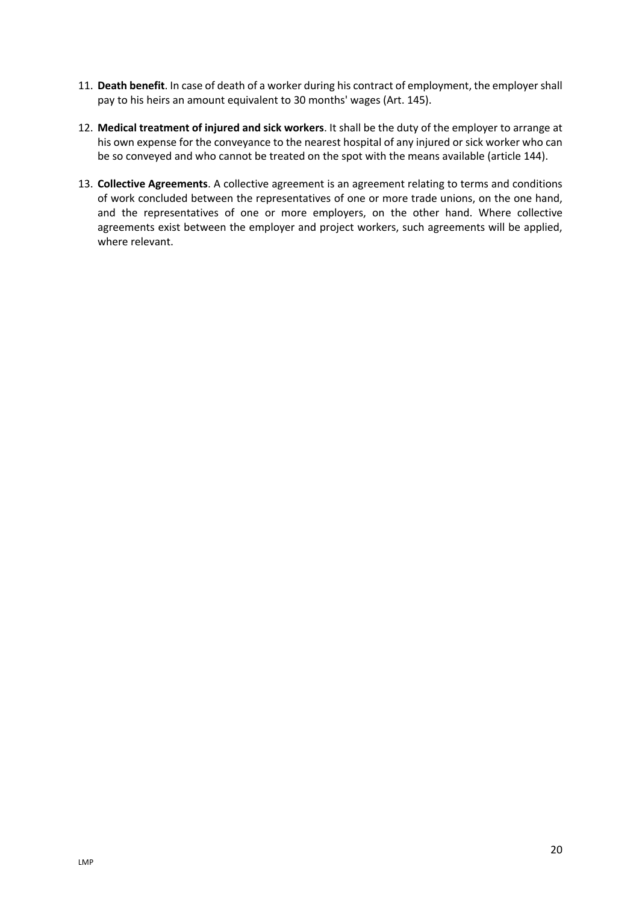11. **Death benefit**. In case of death of a worker during his contract of employment, the employer shall pay to his heirs an amount equivalent to 30 months' wages (Art. 145).

12. **Medical treatment of injured and sick workers**. It shall be the duty of the employer to arrange at his own expense for the conveyance to the nearest hospital of any injured or sick worker who can be so conveyed and who cannot be treated on the spot with the means available (article 144).

13. **Collective Agreements**. A collective agreement is an agreement relating to terms and conditions of work concluded between the representatives of one or more trade unions, on the one hand, and the representatives of one or more employers, on the other hand. Where collective agreements exist between the employer and project workers, such agreements will be applied, where relevant.